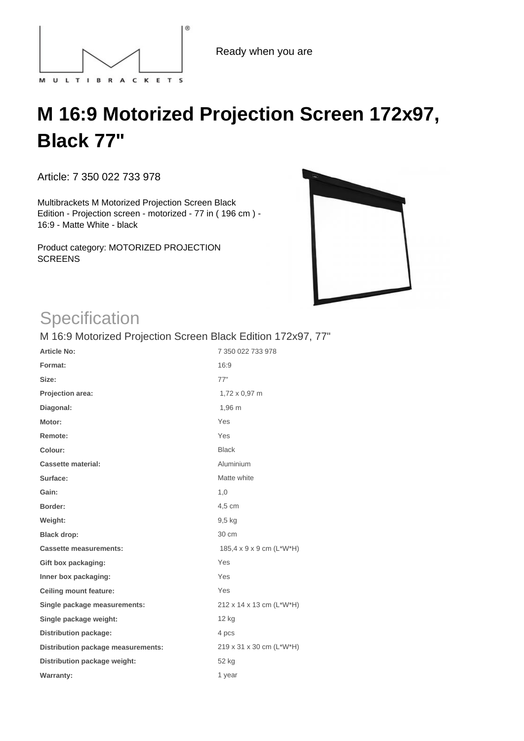MULTIBRACKETS

Ready when you are

# M 16:9 Motorized Projection Screen 172x97, Black 77"

Article: 7 350 022 733 978

Multibrackets M Motorized Projection Screen Black Edition - Projection screen - motorized - 77 in ( 196 cm ) - 16:9 - Matte White - black

Product category: MOTORIZED PROJECTION SCREENS

## Specification

### M 16:9 Motorized Projection Screen Black Edition 172x97, 77"

| | |
|---|---|
| **Article No:** | 7 350 022 733 978 |
| **Format:** | 16:9 |
| **Size:** | 77" |
| **Projection area:** | 1,72 x 0,97 m |
| **Diagonal:** | 1,96 m |
| **Motor:** | Yes |
| **Remote:** | Yes |
| **Colour:** | Black |
| **Cassette material:** | Aluminium |
| **Surface:** | Matte white |
| **Gain:** | 1,0 |
| **Border:** | 4,5 cm |
| **Weight:** | 9,5 kg |
| **Black drop:** | 30 cm |
| **Cassette measurements:** | 185,4 x 9 x 9 cm (L*W*H) |
| **Gift box packaging:** | Yes |
| **Inner box packaging:** | Yes |
| **Ceiling mount feature:** | Yes |
| **Single package measurements:** | 212 x 14 x 13 cm (L*W*H) |
| **Single package weight:** | 12 kg |
| **Distribution package:** | 4 pcs |
| **Distribution package measurements:** | 219 x 31 x 30 cm (L*W*H) |
| **Distribution package weight:** | 52 kg |
| **Warranty:** | 1 year |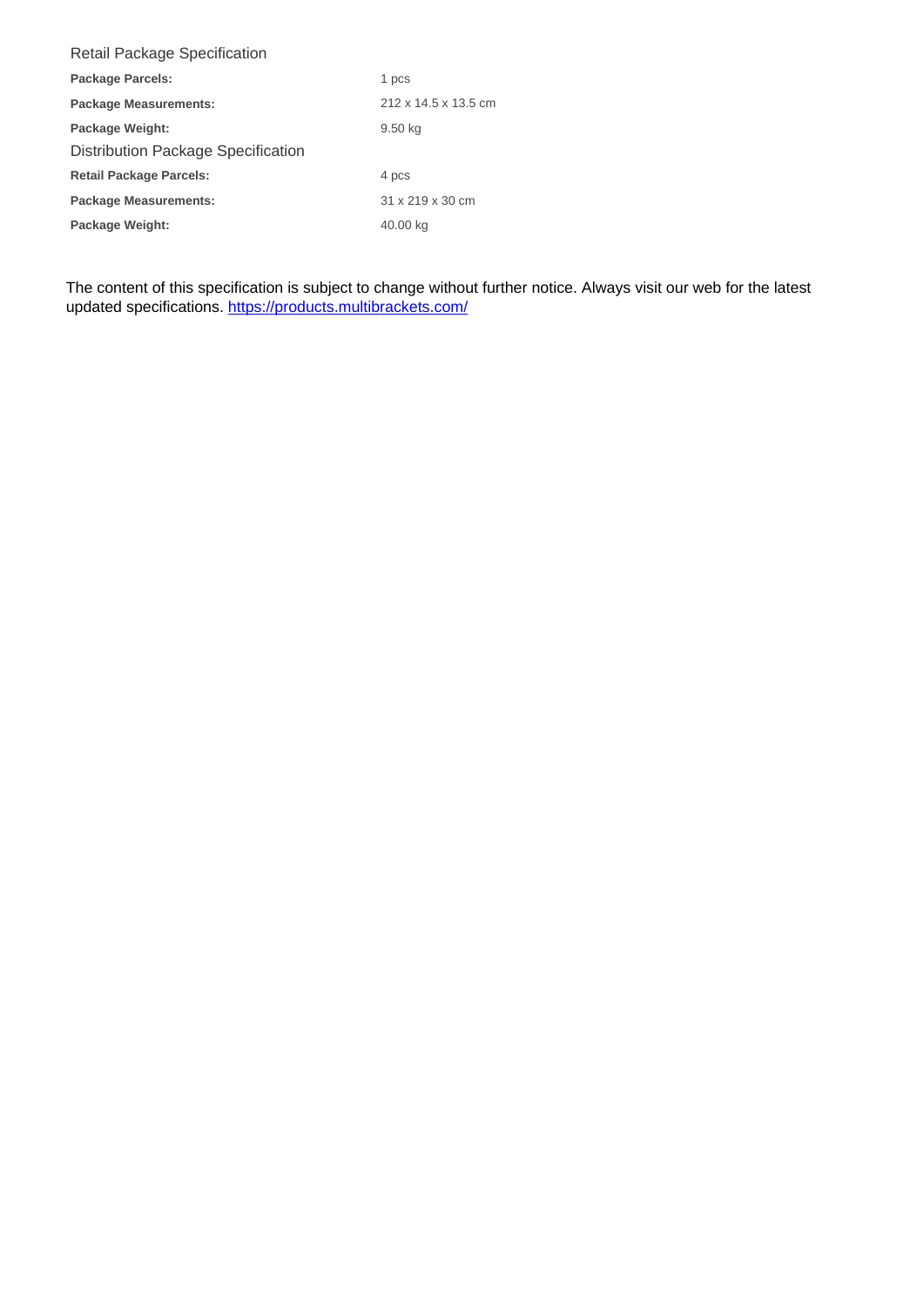## Retail Package Specification

| | |
|---|---|
| **Package Parcels:** | 1 pcs |
| **Package Measurements:** | 212 x 14.5 x 13.5 cm |
| **Package Weight:** | 9.50 kg |

## Distribution Package Specification

| | |
|---|---|
| **Retail Package Parcels:** | 4 pcs |
| **Package Measurements:** | 31 x 219 x 30 cm |
| **Package Weight:** | 40.00 kg |

The content of this specification is subject to change without further notice. Always visit our web for the latest updated specifications. https://products.multibrackets.com/